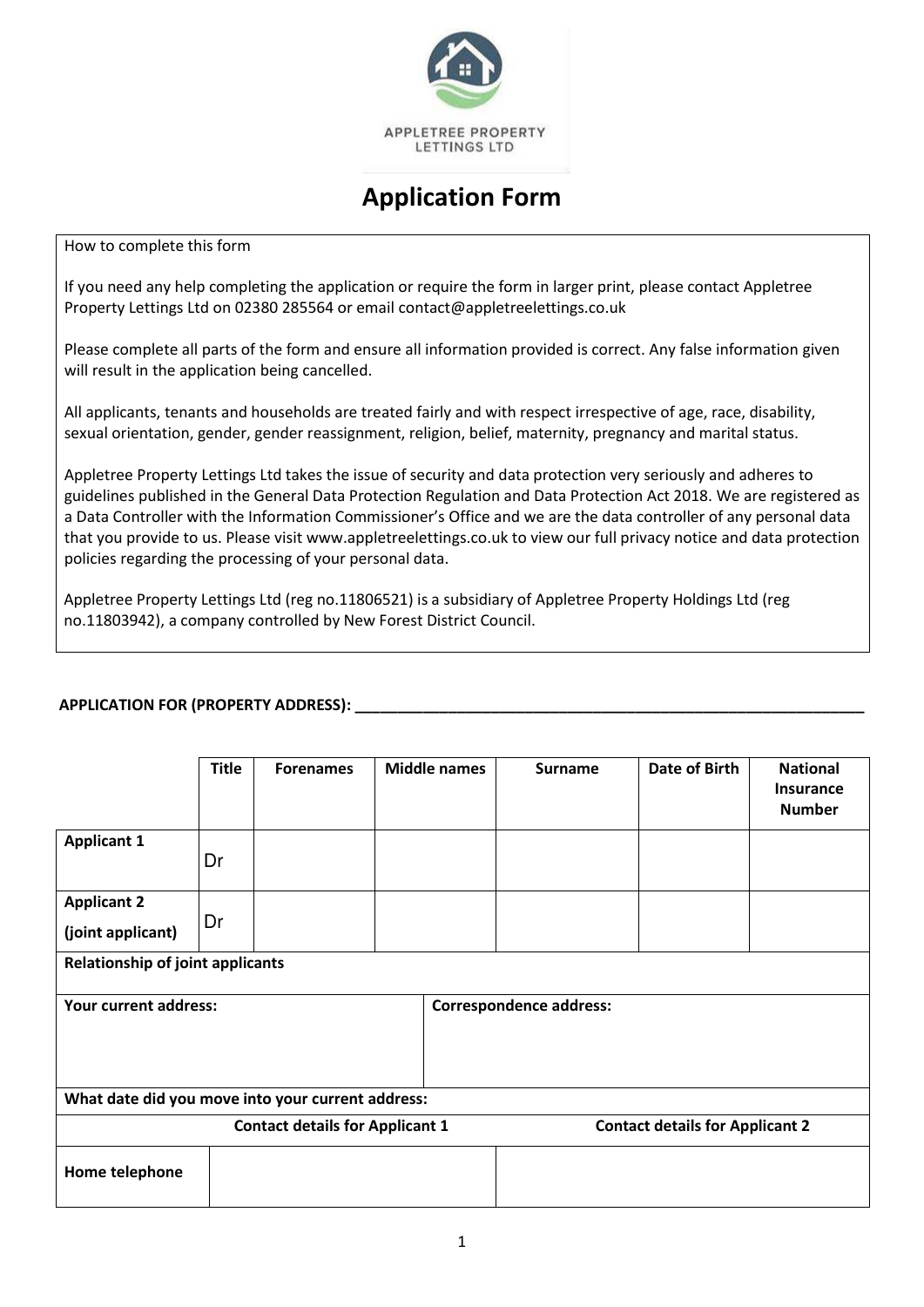APPLETREE PROPERTY LETTINGS LTD

# Application Form

How to complete this form

If you need any help completing the application or require the form in larger print, please contact Appletree Property Lettings Ltd on 02380 285564 or email contact@appletreelettings.co.uk

Please complete all parts of the form and ensure all information provided is correct. Any false information given will result in the application being cancelled.

All applicants, tenants and households are treated fairly and with respect irrespective of age, race, disability, sexual orientation, gender, gender reassignment, religion, belief, maternity, pregnancy and marital status.

Appletree Property Lettings Ltd takes the issue of security and data protection very seriously and adheres to guidelines published in the General Data Protection Regulation and Data Protection Act 2018. We are registered as a Data Controller with the Information Commissioner's Office and we are the data controller of any personal data that you provide to us. Please visit www.appletreelettings.co.uk to view our full privacy notice and data protection policies regarding the processing of your personal data.

Appletree Property Lettings Ltd (reg no.11806521) is a subsidiary of Appletree Property Holdings Ltd (reg no.11803942), a company controlled by New Forest District Council.

**APPLICATION FOR (PROPERTY ADDRESS):** ______________________________________________

| | Title | Forenames | Middle names | Surname | Date of Birth | National Insurance Number |
|---|---|---|---|---|---|---|
| **Applicant 1** | Dr | | | | | |
| **Applicant 2 (joint applicant)** | Dr | | | | | |
| **Relationship of joint applicants** | | | | | | |

| **Your current address:** | **Correspondence address:** |
|---|---|
| | |
| **What date did you move into your current address:** | |

| | Contact details for Applicant 1 | Contact details for Applicant 2 |
|---|---|---|
| **Home telephone** | | |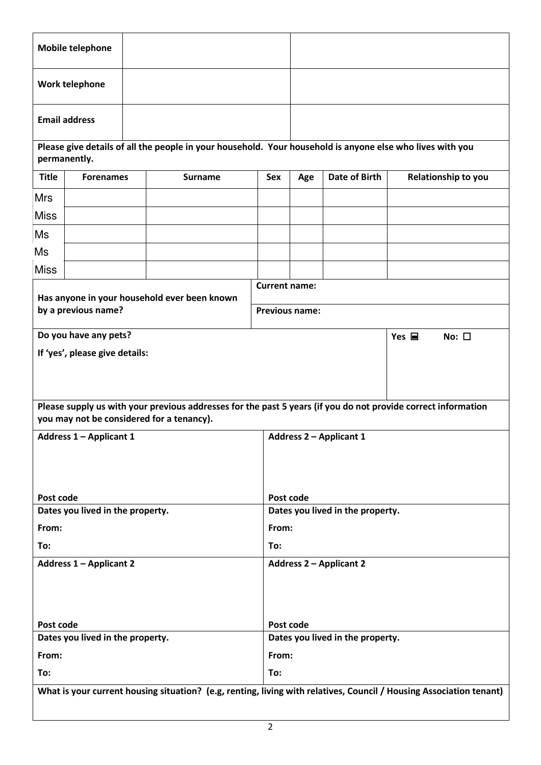| | | |
|---|---|---|
| **Mobile telephone** | | |
| **Work telephone** | | |
| **Email address** | | |

**Please give details of all the people in your household. Your household is anyone else who lives with you permanently.**

| Title | Forenames | Surname | Sex | Age | Date of Birth | Relationship to you |
|---|---|---|---|---|---|---|
| Mrs | | | | | | |
| Miss | | | | | | |
| Ms | | | | | | |
| Ms | | | | | | |
| Miss | | | | | | |

| | |
|---|---|
| **Has anyone in your household ever been known by a previous name?** | **Current name:** |
| | **Previous name:** |

| | |
|---|---|
| **Do you have any pets?** | **Yes** ■ **No:** ☐ |
| **If 'yes', please give details:** | |

**Please supply us with your previous addresses for the past 5 years (if you do not provide correct information you may not be considered for a tenancy).**

| | |
|---|---|
| **Address 1 – Applicant 1** | **Address 2 – Applicant 1** |
| **Post code** | **Post code** |
| **Dates you lived in the property.** | **Dates you lived in the property.** |
| **From:** | **From:** |
| **To:** | **To:** |
| **Address 1 – Applicant 2** | **Address 2 – Applicant 2** |
| **Post code** | **Post code** |
| **Dates you lived in the property.** | **Dates you lived in the property.** |
| **From:** | **From:** |
| **To:** | **To:** |

**What is your current housing situation? (e.g, renting, living with relatives, Council / Housing Association tenant)**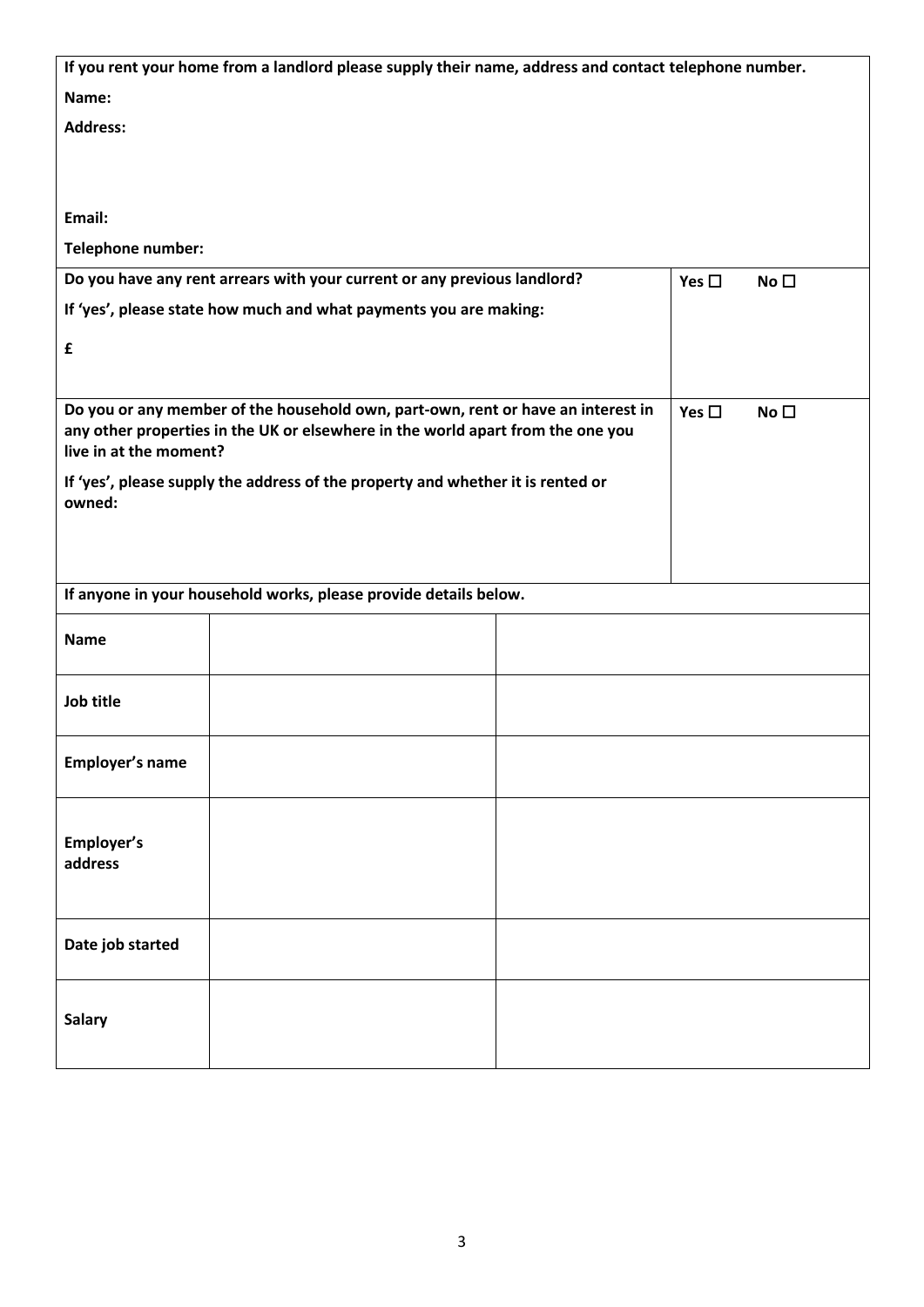**If you rent your home from a landlord please supply their name, address and contact telephone number.**

**Name:**

**Address:**

**Email:**

**Telephone number:**

| | |
|---|---|
| **Do you have any rent arrears with your current or any previous landlord?**<br><br>**If 'yes', please state how much and what payments you are making:**<br><br>**£** | **Yes ☐ No ☐** |
| **Do you or any member of the household own, part-own, rent or have an interest in any other properties in the UK or elsewhere in the world apart from the one you live in at the moment?**<br><br>**If 'yes', please supply the address of the property and whether it is rented or owned:** | **Yes ☐ No ☐** |

**If anyone in your household works, please provide details below.**

| | | |
|---|---|---|
| **Name** | | |
| **Job title** | | |
| **Employer's name** | | |
| **Employer's address** | | |
| **Date job started** | | |
| **Salary** | | |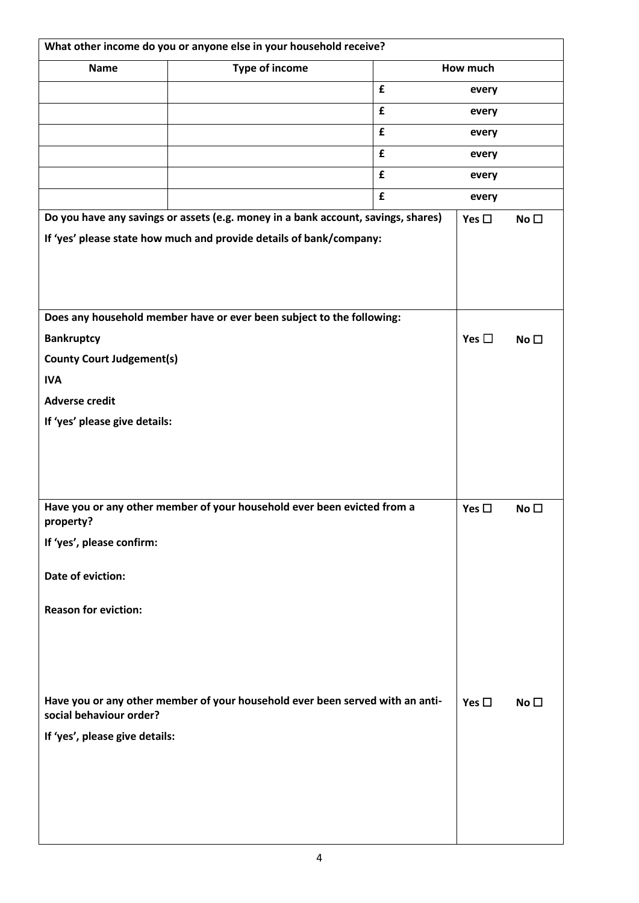| **What other income do you or anyone else in your household receive?** | | | |
|---|---|---|---|
| **Name** | **Type of income** | **How much** | |
| | | **£** | **every** |
| | | **£** | **every** |
| | | **£** | **every** |
| | | **£** | **every** |
| | | **£** | **every** |
| | | **£** | **every** |

| | |
|---|---|
| **Do you have any savings or assets (e.g. money in a bank account, savings, shares)**<br><br>**If 'yes' please state how much and provide details of bank/company:** | **Yes ☐ No ☐** |
| **Does any household member have or ever been subject to the following:**<br><br>**Bankruptcy**<br><br>**County Court Judgement(s)**<br><br>**IVA**<br><br>**Adverse credit**<br><br>**If 'yes' please give details:** | **Yes ☐ No ☐** |
| **Have you or any other member of your household ever been evicted from a property?**<br><br>**If 'yes', please confirm:**<br><br>**Date of eviction:**<br><br>**Reason for eviction:** | **Yes ☐ No ☐** |
| **Have you or any other member of your household ever been served with an anti-social behaviour order?**<br><br>**If 'yes', please give details:** | **Yes ☐ No ☐** |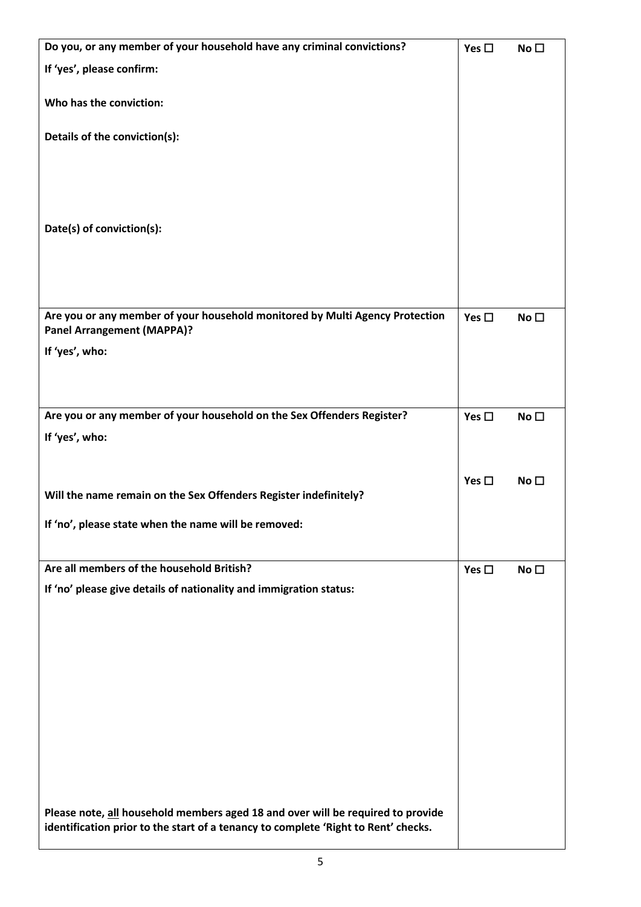| | |
|---|---|
| **Do you, or any member of your household have any criminal convictions?**<br><br>**If 'yes', please confirm:**<br><br>**Who has the conviction:**<br><br>**Details of the conviction(s):**<br><br>**Date(s) of conviction(s):** | **Yes** ☐ **No** ☐ |
| **Are you or any member of your household monitored by Multi Agency Protection Panel Arrangement (MAPPA)?**<br><br>**If 'yes', who:** | **Yes** ☐ **No** ☐ |
| **Are you or any member of your household on the Sex Offenders Register?**<br><br>**If 'yes', who:**<br><br>**Will the name remain on the Sex Offenders Register indefinitely?**<br><br>**If 'no', please state when the name will be removed:** | **Yes** ☐ **No** ☐<br><br>**Yes** ☐ **No** ☐ |
| **Are all members of the household British?**<br><br>**If 'no' please give details of nationality and immigration status:**<br><br>**Please note, <u>all</u> household members aged 18 and over will be required to provide identification prior to the start of a tenancy to complete 'Right to Rent' checks.** | **Yes** ☐ **No** ☐ |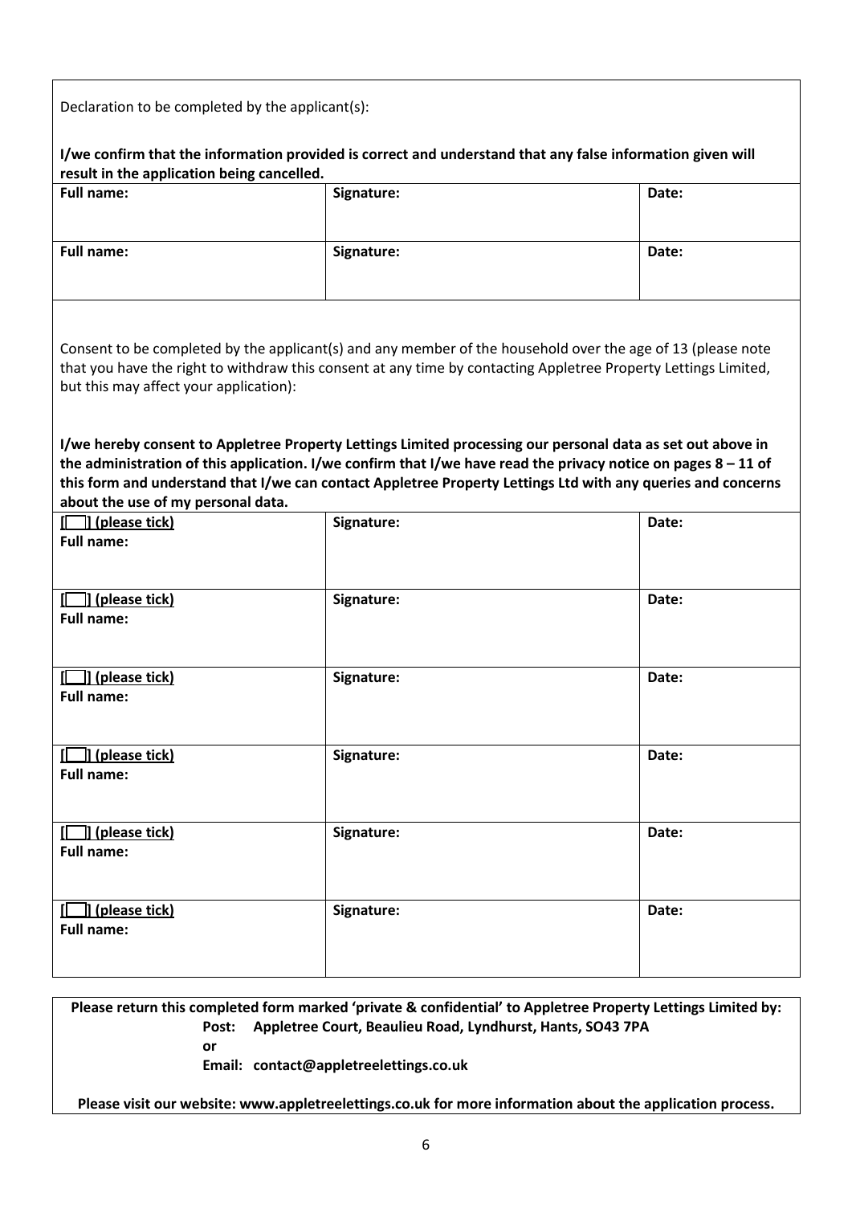Declaration to be completed by the applicant(s):

**I/we confirm that the information provided is correct and understand that any false information given will result in the application being cancelled.**

| **Full name:** | **Signature:** | **Date:** |
| --- | --- | --- |
| **Full name:** | **Signature:** | **Date:** |

Consent to be completed by the applicant(s) and any member of the household over the age of 13 (please note that you have the right to withdraw this consent at any time by contacting Appletree Property Lettings Limited, but this may affect your application):

**I/we hereby consent to Appletree Property Lettings Limited processing our personal data as set out above in the administration of this application. I/we confirm that I/we have read the privacy notice on pages 8 – 11 of this form and understand that I/we can contact Appletree Property Lettings Ltd with any queries and concerns about the use of my personal data.**

| **[ ] (please tick)** **Full name:** | **Signature:** | **Date:** |
| --- | --- | --- |
| **[ ] (please tick)** **Full name:** | **Signature:** | **Date:** |
| **[ ] (please tick)** **Full name:** | **Signature:** | **Date:** |
| **[ ] (please tick)** **Full name:** | **Signature:** | **Date:** |
| **[ ] (please tick)** **Full name:** | **Signature:** | **Date:** |
| **[ ] (please tick)** **Full name:** | **Signature:** | **Date:** |

**Please return this completed form marked 'private & confidential' to Appletree Property Lettings Limited by:**

**Post: Appletree Court, Beaulieu Road, Lyndhurst, Hants, SO43 7PA**

**or**

**Email: contact@appletreelettings.co.uk**

**Please visit our website: www.appletreelettings.co.uk for more information about the application process.**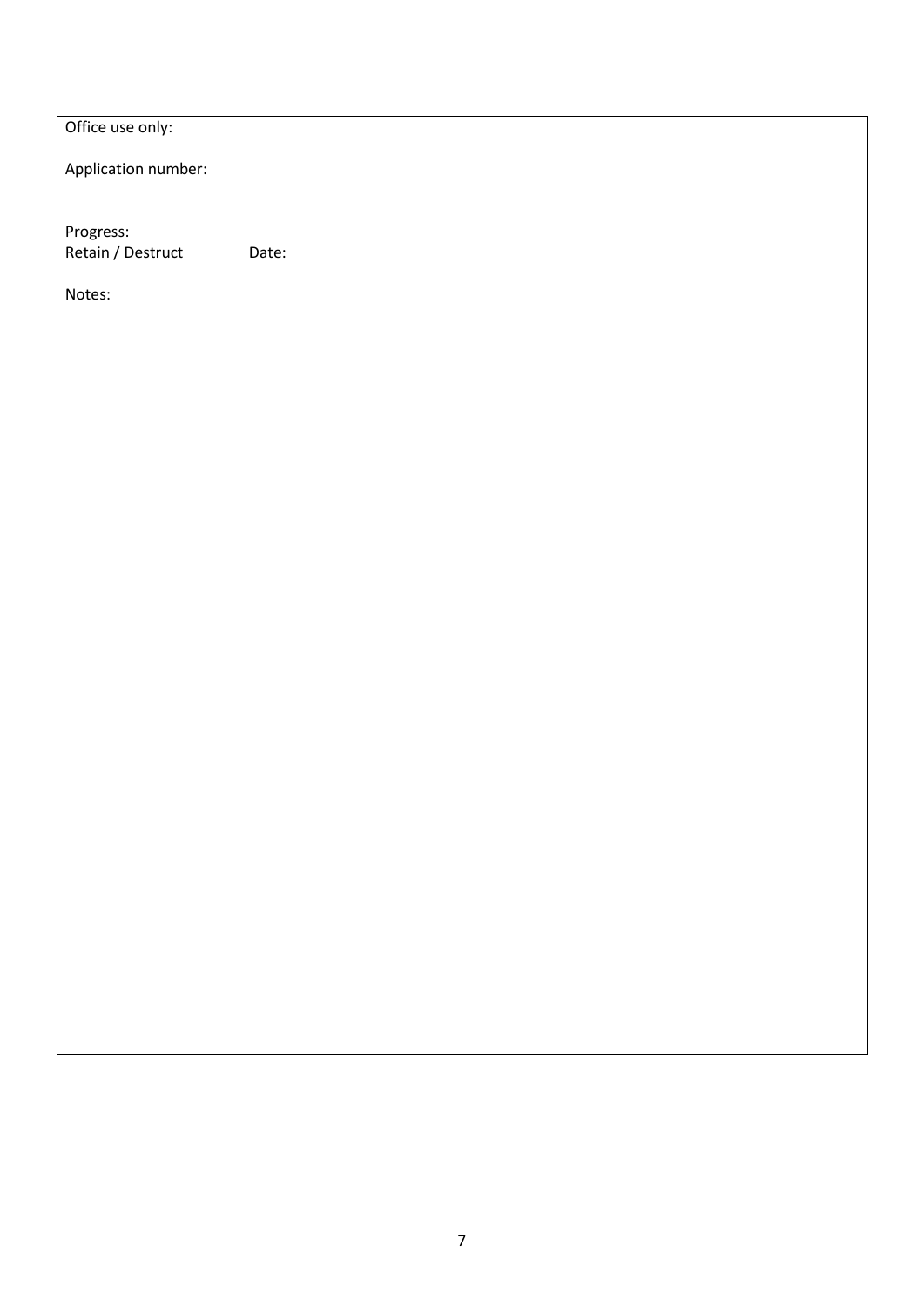Office use only:

Application number:

Progress:
Retain / Destruct     Date:

Notes: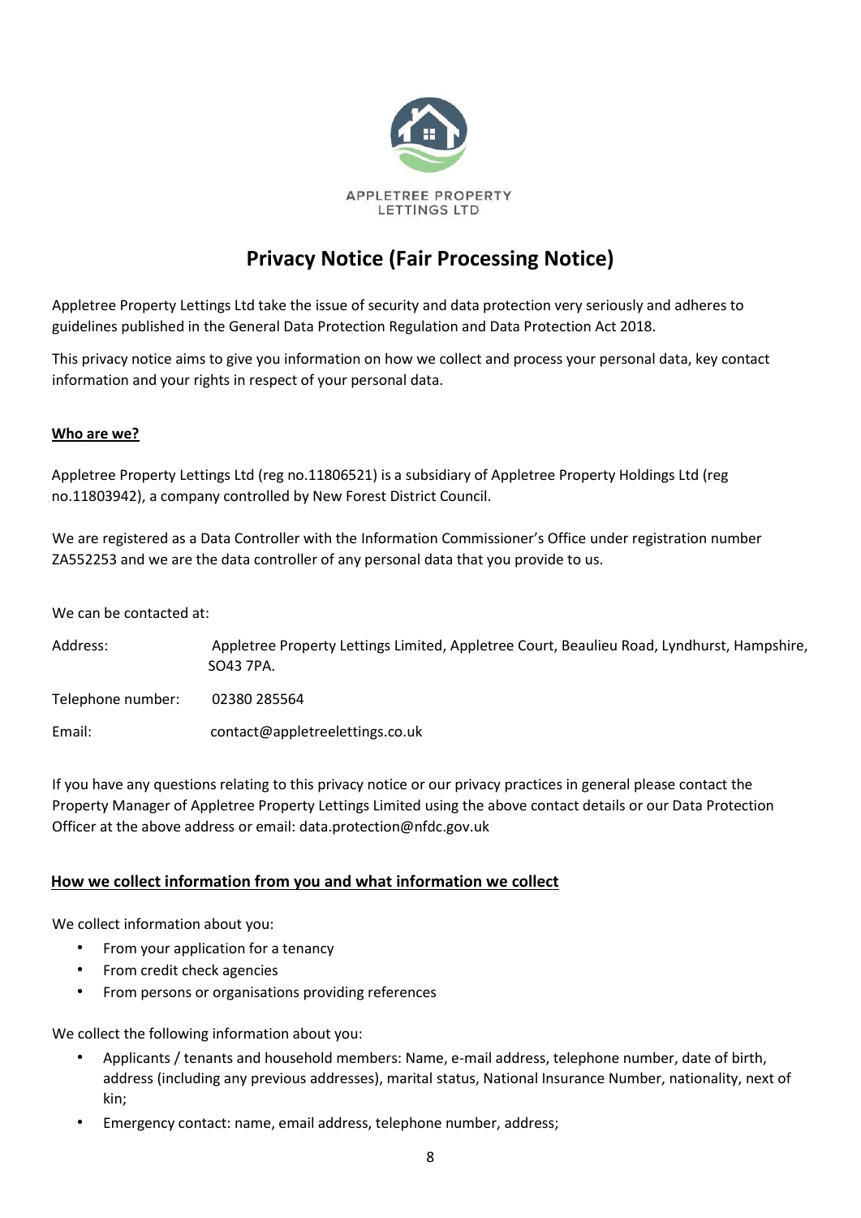APPLETREE PROPERTY LETTINGS LTD

# Privacy Notice (Fair Processing Notice)

Appletree Property Lettings Ltd take the issue of security and data protection very seriously and adheres to guidelines published in the General Data Protection Regulation and Data Protection Act 2018.

This privacy notice aims to give you information on how we collect and process your personal data, key contact information and your rights in respect of your personal data.

## Who are we?

Appletree Property Lettings Ltd (reg no.11806521) is a subsidiary of Appletree Property Holdings Ltd (reg no.11803942), a company controlled by New Forest District Council.

We are registered as a Data Controller with the Information Commissioner's Office under registration number ZA552253 and we are the data controller of any personal data that you provide to us.

We can be contacted at:

| | |
|---|---|
| Address: | Appletree Property Lettings Limited, Appletree Court, Beaulieu Road, Lyndhurst, Hampshire, SO43 7PA. |
| Telephone number: | 02380 285564 |
| Email: | contact@appletreelettings.co.uk |

If you have any questions relating to this privacy notice or our privacy practices in general please contact the Property Manager of Appletree Property Lettings Limited using the above contact details or our Data Protection Officer at the above address or email: data.protection@nfdc.gov.uk

## How we collect information from you and what information we collect

We collect information about you:

- From your application for a tenancy
- From credit check agencies
- From persons or organisations providing references

We collect the following information about you:

- Applicants / tenants and household members: Name, e-mail address, telephone number, date of birth, address (including any previous addresses), marital status, National Insurance Number, nationality, next of kin;
- Emergency contact: name, email address, telephone number, address;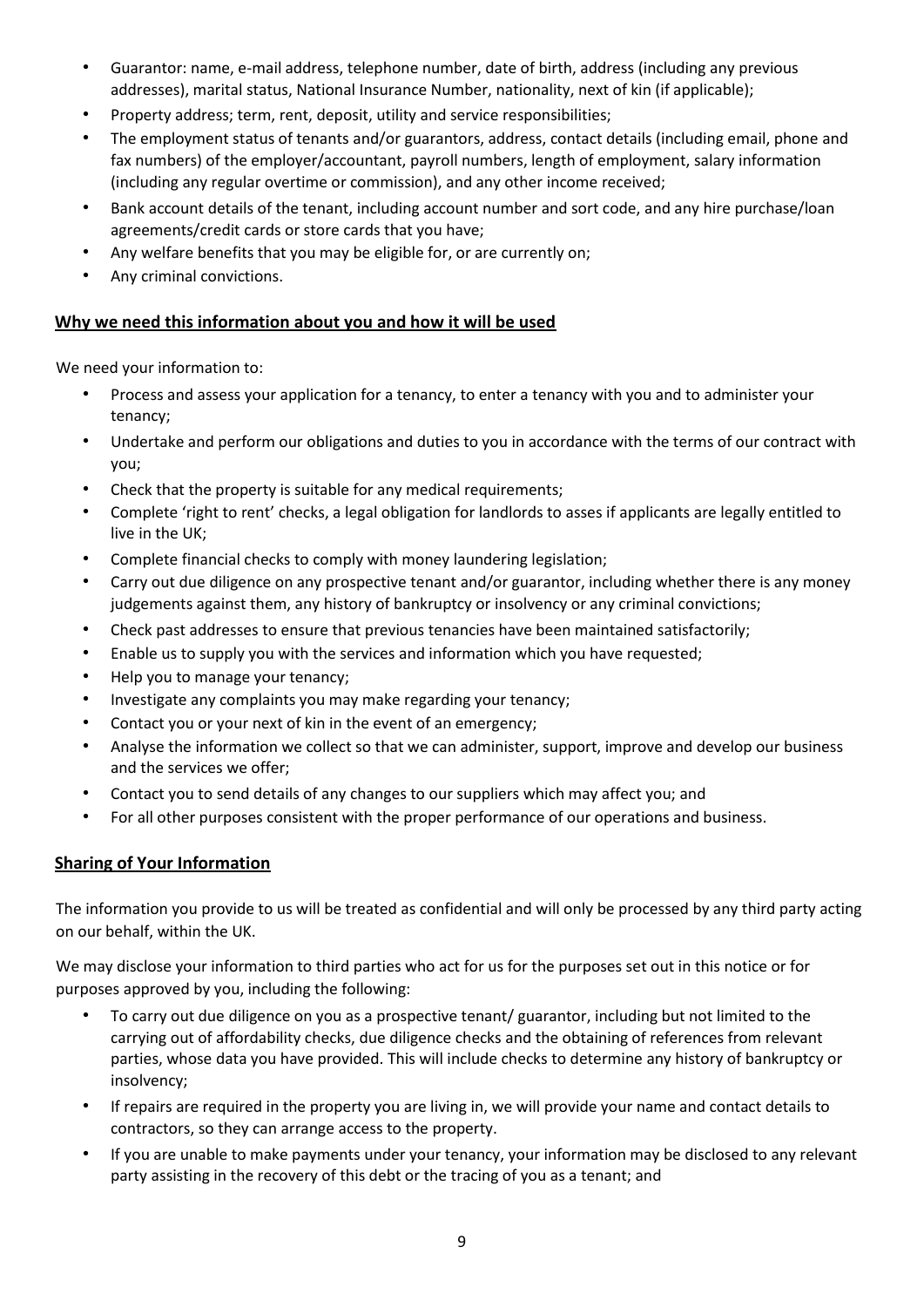- Guarantor: name, e-mail address, telephone number, date of birth, address (including any previous addresses), marital status, National Insurance Number, nationality, next of kin (if applicable);
- Property address; term, rent, deposit, utility and service responsibilities;
- The employment status of tenants and/or guarantors, address, contact details (including email, phone and fax numbers) of the employer/accountant, payroll numbers, length of employment, salary information (including any regular overtime or commission), and any other income received;
- Bank account details of the tenant, including account number and sort code, and any hire purchase/loan agreements/credit cards or store cards that you have;
- Any welfare benefits that you may be eligible for, or are currently on;
- Any criminal convictions.

## **Why we need this information about you and how it will be used**

We need your information to:

- Process and assess your application for a tenancy, to enter a tenancy with you and to administer your tenancy;
- Undertake and perform our obligations and duties to you in accordance with the terms of our contract with you;
- Check that the property is suitable for any medical requirements;
- Complete 'right to rent' checks, a legal obligation for landlords to asses if applicants are legally entitled to live in the UK;
- Complete financial checks to comply with money laundering legislation;
- Carry out due diligence on any prospective tenant and/or guarantor, including whether there is any money judgements against them, any history of bankruptcy or insolvency or any criminal convictions;
- Check past addresses to ensure that previous tenancies have been maintained satisfactorily;
- Enable us to supply you with the services and information which you have requested;
- Help you to manage your tenancy;
- Investigate any complaints you may make regarding your tenancy;
- Contact you or your next of kin in the event of an emergency;
- Analyse the information we collect so that we can administer, support, improve and develop our business and the services we offer;
- Contact you to send details of any changes to our suppliers which may affect you; and
- For all other purposes consistent with the proper performance of our operations and business.

## **Sharing of Your Information**

The information you provide to us will be treated as confidential and will only be processed by any third party acting on our behalf, within the UK.

We may disclose your information to third parties who act for us for the purposes set out in this notice or for purposes approved by you, including the following:

- To carry out due diligence on you as a prospective tenant/ guarantor, including but not limited to the carrying out of affordability checks, due diligence checks and the obtaining of references from relevant parties, whose data you have provided. This will include checks to determine any history of bankruptcy or insolvency;
- If repairs are required in the property you are living in, we will provide your name and contact details to contractors, so they can arrange access to the property.
- If you are unable to make payments under your tenancy, your information may be disclosed to any relevant party assisting in the recovery of this debt or the tracing of you as a tenant; and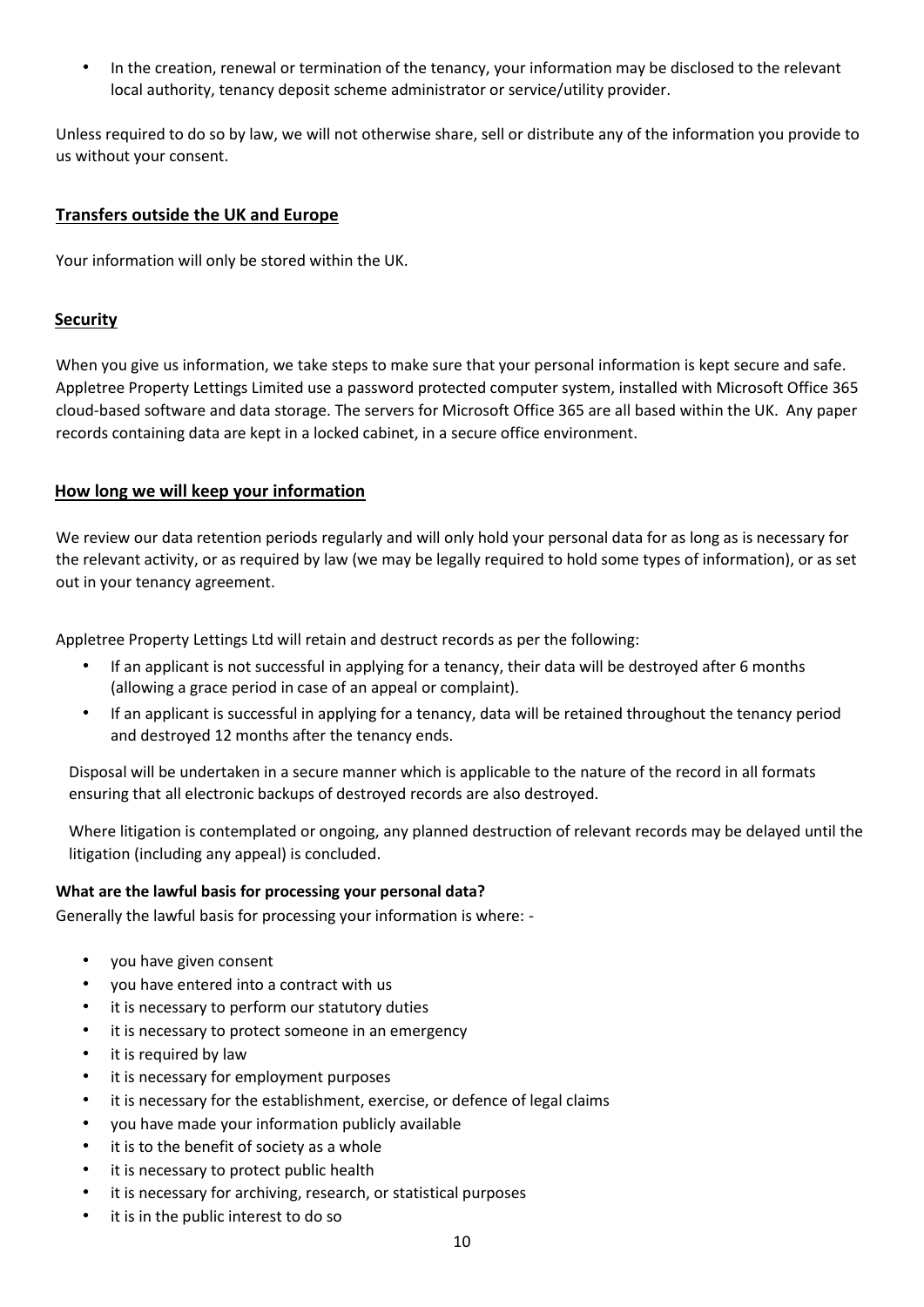- In the creation, renewal or termination of the tenancy, your information may be disclosed to the relevant local authority, tenancy deposit scheme administrator or service/utility provider.

Unless required to do so by law, we will not otherwise share, sell or distribute any of the information you provide to us without your consent.

## Transfers outside the UK and Europe

Your information will only be stored within the UK.

## Security

When you give us information, we take steps to make sure that your personal information is kept secure and safe. Appletree Property Lettings Limited use a password protected computer system, installed with Microsoft Office 365 cloud-based software and data storage. The servers for Microsoft Office 365 are all based within the UK. Any paper records containing data are kept in a locked cabinet, in a secure office environment.

## How long we will keep your information

We review our data retention periods regularly and will only hold your personal data for as long as is necessary for the relevant activity, or as required by law (we may be legally required to hold some types of information), or as set out in your tenancy agreement.

Appletree Property Lettings Ltd will retain and destruct records as per the following:

- If an applicant is not successful in applying for a tenancy, their data will be destroyed after 6 months (allowing a grace period in case of an appeal or complaint).
- If an applicant is successful in applying for a tenancy, data will be retained throughout the tenancy period and destroyed 12 months after the tenancy ends.

Disposal will be undertaken in a secure manner which is applicable to the nature of the record in all formats ensuring that all electronic backups of destroyed records are also destroyed.

Where litigation is contemplated or ongoing, any planned destruction of relevant records may be delayed until the litigation (including any appeal) is concluded.

**What are the lawful basis for processing your personal data?**

Generally the lawful basis for processing your information is where: -

- you have given consent
- you have entered into a contract with us
- it is necessary to perform our statutory duties
- it is necessary to protect someone in an emergency
- it is required by law
- it is necessary for employment purposes
- it is necessary for the establishment, exercise, or defence of legal claims
- you have made your information publicly available
- it is to the benefit of society as a whole
- it is necessary to protect public health
- it is necessary for archiving, research, or statistical purposes
- it is in the public interest to do so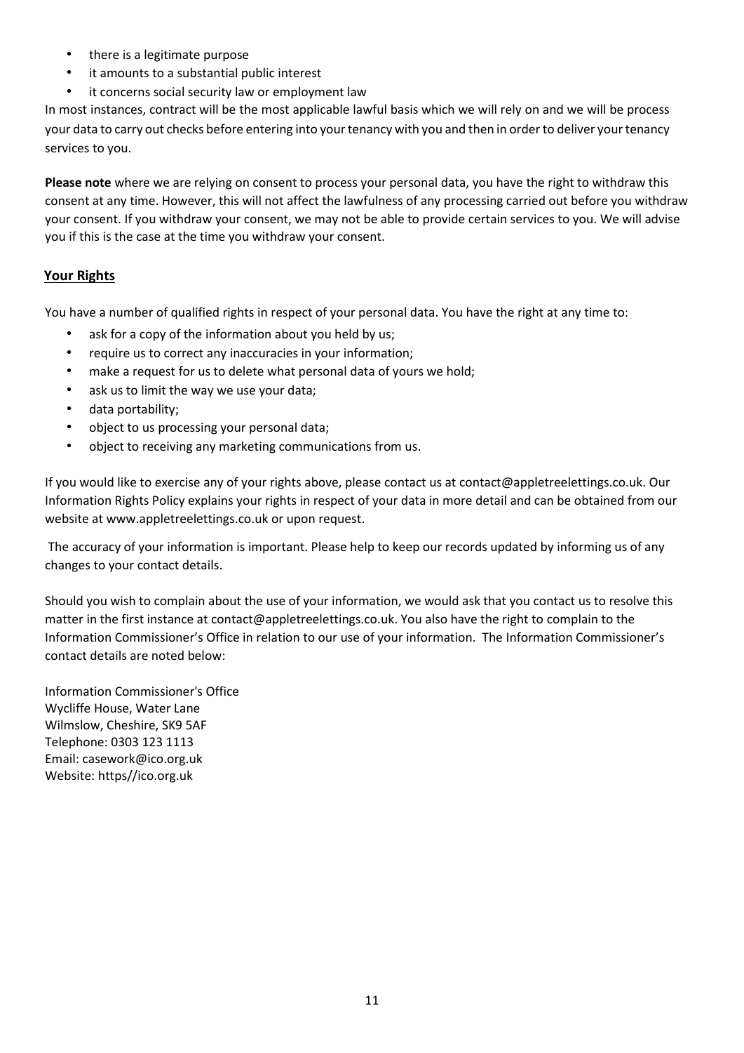- there is a legitimate purpose
- it amounts to a substantial public interest
- it concerns social security law or employment law

In most instances, contract will be the most applicable lawful basis which we will rely on and we will be process your data to carry out checks before entering into your tenancy with you and then in order to deliver your tenancy services to you.

**Please note** where we are relying on consent to process your personal data, you have the right to withdraw this consent at any time. However, this will not affect the lawfulness of any processing carried out before you withdraw your consent. If you withdraw your consent, we may not be able to provide certain services to you. We will advise you if this is the case at the time you withdraw your consent.

## Your Rights

You have a number of qualified rights in respect of your personal data. You have the right at any time to:

- ask for a copy of the information about you held by us;
- require us to correct any inaccuracies in your information;
- make a request for us to delete what personal data of yours we hold;
- ask us to limit the way we use your data;
- data portability;
- object to us processing your personal data;
- object to receiving any marketing communications from us.

If you would like to exercise any of your rights above, please contact us at contact@appletreelettings.co.uk. Our Information Rights Policy explains your rights in respect of your data in more detail and can be obtained from our website at www.appletreelettings.co.uk or upon request.

The accuracy of your information is important. Please help to keep our records updated by informing us of any changes to your contact details.

Should you wish to complain about the use of your information, we would ask that you contact us to resolve this matter in the first instance at contact@appletreelettings.co.uk. You also have the right to complain to the Information Commissioner's Office in relation to our use of your information. The Information Commissioner's contact details are noted below:

Information Commissioner's Office
Wycliffe House, Water Lane
Wilmslow, Cheshire, SK9 5AF
Telephone: 0303 123 1113
Email: casework@ico.org.uk
Website: https//ico.org.uk